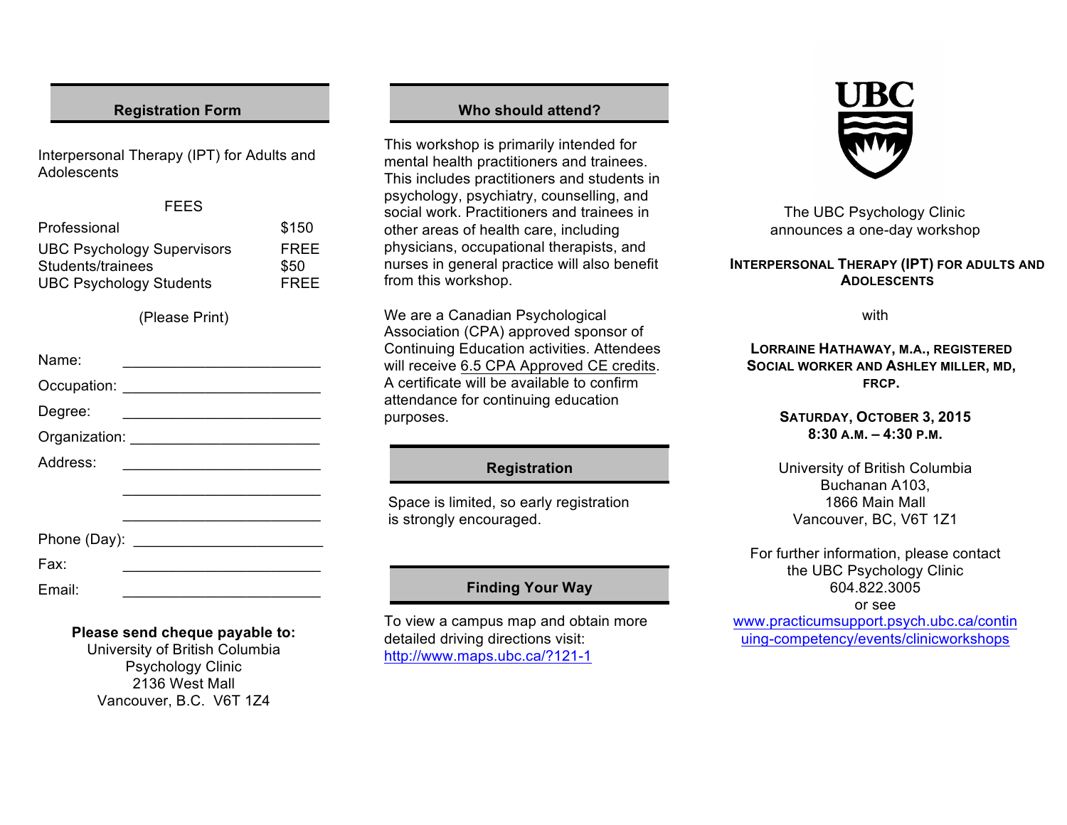## Registration Form

Interpersonal Therapy (IPT) for Adults and Adolescents

FEES

| | |
|---|---|
| Professional | $150 |
| UBC Psychology Supervisors | FREE |
| Students/trainees | $50 |
| UBC Psychology Students | FREE |

(Please Print)

Name: ________________________

Occupation: ________________________

Degree: ________________________

Organization: ________________________

Address: ________________________

________________________

________________________

Phone (Day): ________________________

Fax: ________________________

Email: ________________________

**Please send cheque payable to:**
University of British Columbia
Psychology Clinic
2136 West Mall
Vancouver, B.C. V6T 1Z4

## Who should attend?

This workshop is primarily intended for mental health practitioners and trainees. This includes practitioners and students in psychology, psychiatry, counselling, and social work. Practitioners and trainees in other areas of health care, including physicians, occupational therapists, and nurses in general practice will also benefit from this workshop.

We are a Canadian Psychological Association (CPA) approved sponsor of Continuing Education activities. Attendees will receive 6.5 CPA Approved CE credits. A certificate will be available to confirm attendance for continuing education purposes.

## Registration

Space is limited, so early registration is strongly encouraged.

## Finding Your Way

To view a campus map and obtain more detailed driving directions visit: http://www.maps.ubc.ca/?121-1

UBC

The UBC Psychology Clinic announces a one-day workshop

**INTERPERSONAL THERAPY (IPT) FOR ADULTS AND ADOLESCENTS**

with

**LORRAINE HATHAWAY, M.A., REGISTERED SOCIAL WORKER AND ASHLEY MILLER, MD, FRCP.**

**SATURDAY, OCTOBER 3, 2015**
**8:30 A.M. – 4:30 P.M.**

University of British Columbia
Buchanan A103,
1866 Main Mall
Vancouver, BC, V6T 1Z1

For further information, please contact the UBC Psychology Clinic
604.822.3005
or see
www.practicumsupport.psych.ubc.ca/continuing-competency/events/clinicworkshops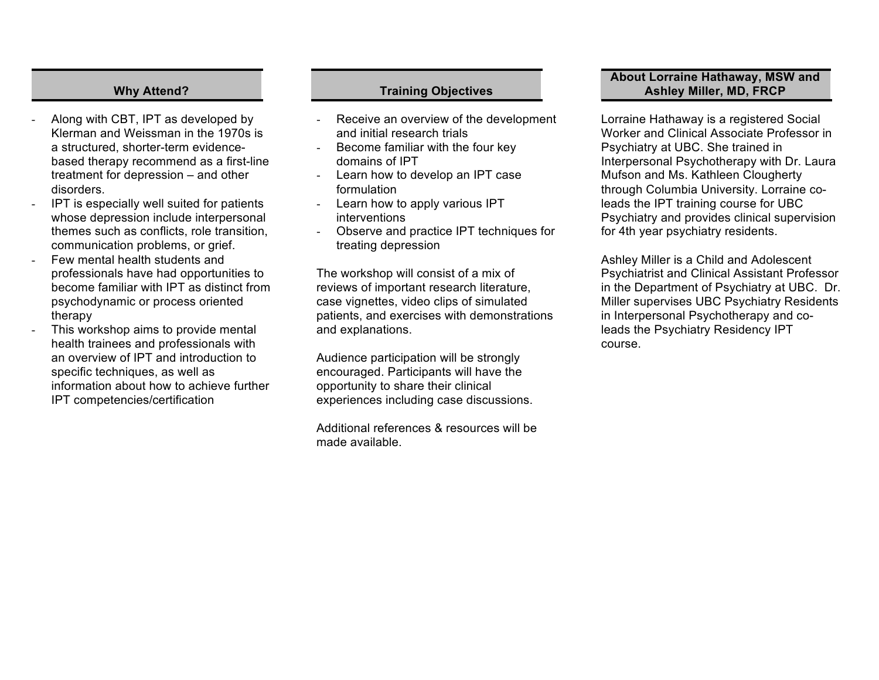## Why Attend?

- Along with CBT, IPT as developed by Klerman and Weissman in the 1970s is a structured, shorter-term evidence-based therapy recommend as a first-line treatment for depression – and other disorders.
- IPT is especially well suited for patients whose depression include interpersonal themes such as conflicts, role transition, communication problems, or grief.
- Few mental health students and professionals have had opportunities to become familiar with IPT as distinct from psychodynamic or process oriented therapy
- This workshop aims to provide mental health trainees and professionals with an overview of IPT and introduction to specific techniques, as well as information about how to achieve further IPT competencies/certification

## Training Objectives

- Receive an overview of the development and initial research trials
- Become familiar with the four key domains of IPT
- Learn how to develop an IPT case formulation
- Learn how to apply various IPT interventions
- Observe and practice IPT techniques for treating depression

The workshop will consist of a mix of reviews of important research literature, case vignettes, video clips of simulated patients, and exercises with demonstrations and explanations.

Audience participation will be strongly encouraged. Participants will have the opportunity to share their clinical experiences including case discussions.

Additional references & resources will be made available.

## About Lorraine Hathaway, MSW and Ashley Miller, MD, FRCP

Lorraine Hathaway is a registered Social Worker and Clinical Associate Professor in Psychiatry at UBC. She trained in Interpersonal Psychotherapy with Dr. Laura Mufson and Ms. Kathleen Clougherty through Columbia University. Lorraine co-leads the IPT training course for UBC Psychiatry and provides clinical supervision for 4th year psychiatry residents.

Ashley Miller is a Child and Adolescent Psychiatrist and Clinical Assistant Professor in the Department of Psychiatry at UBC. Dr. Miller supervises UBC Psychiatry Residents in Interpersonal Psychotherapy and co-leads the Psychiatry Residency IPT course.